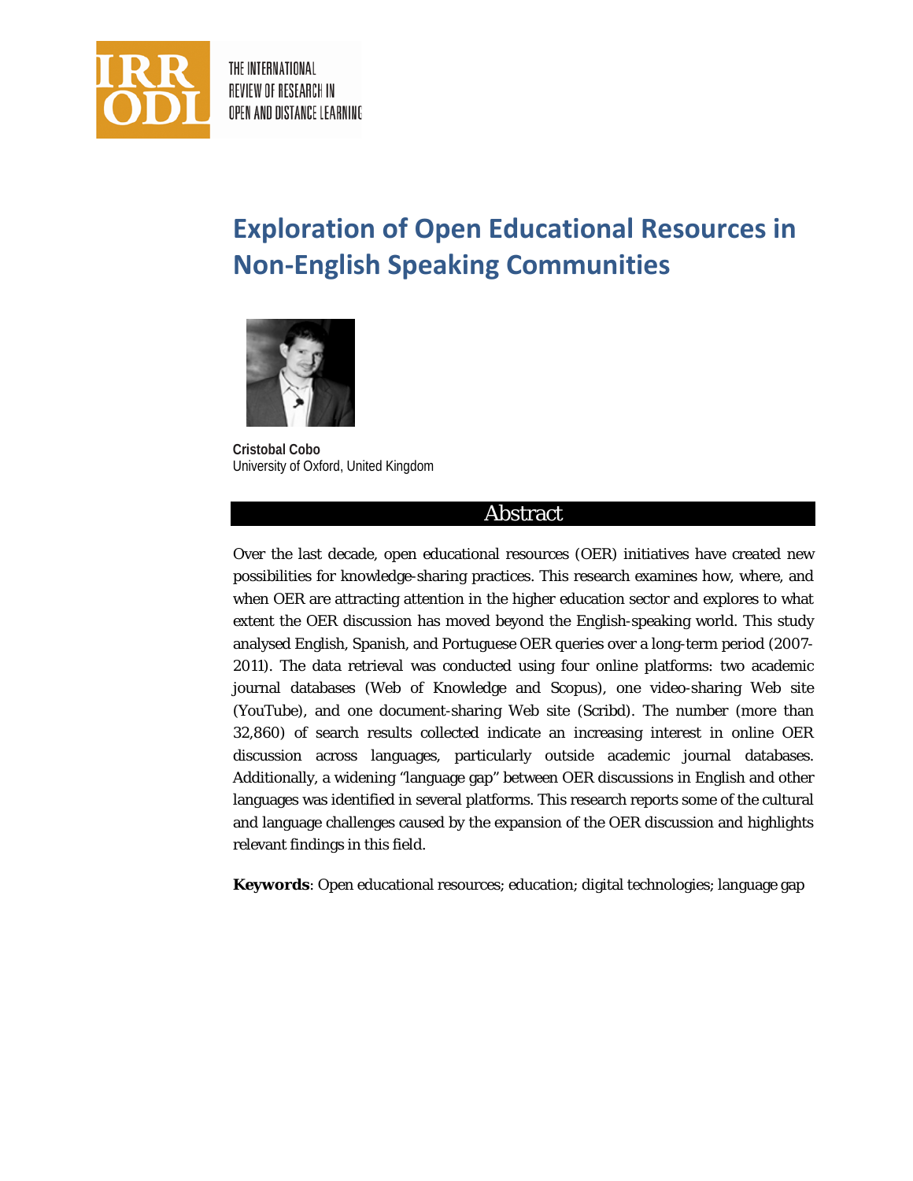# Exploration of Open Educational Resources in Non-English Speaking Communities

**Cristobal Cobo**
University of Oxford, United Kingdom

## Abstract

Over the last decade, open educational resources (OER) initiatives have created new possibilities for knowledge-sharing practices. This research examines how, where, and when OER are attracting attention in the higher education sector and explores to what extent the OER discussion has moved beyond the English-speaking world. This study analysed English, Spanish, and Portuguese OER queries over a long-term period (2007-2011). The data retrieval was conducted using four online platforms: two academic journal databases (Web of Knowledge and Scopus), one video-sharing Web site (YouTube), and one document-sharing Web site (Scribd). The number (more than 32,860) of search results collected indicate an increasing interest in online OER discussion across languages, particularly outside academic journal databases. Additionally, a widening "language gap" between OER discussions in English and other languages was identified in several platforms. This research reports some of the cultural and language challenges caused by the expansion of the OER discussion and highlights relevant findings in this field.

**Keywords**: Open educational resources; education; digital technologies; language gap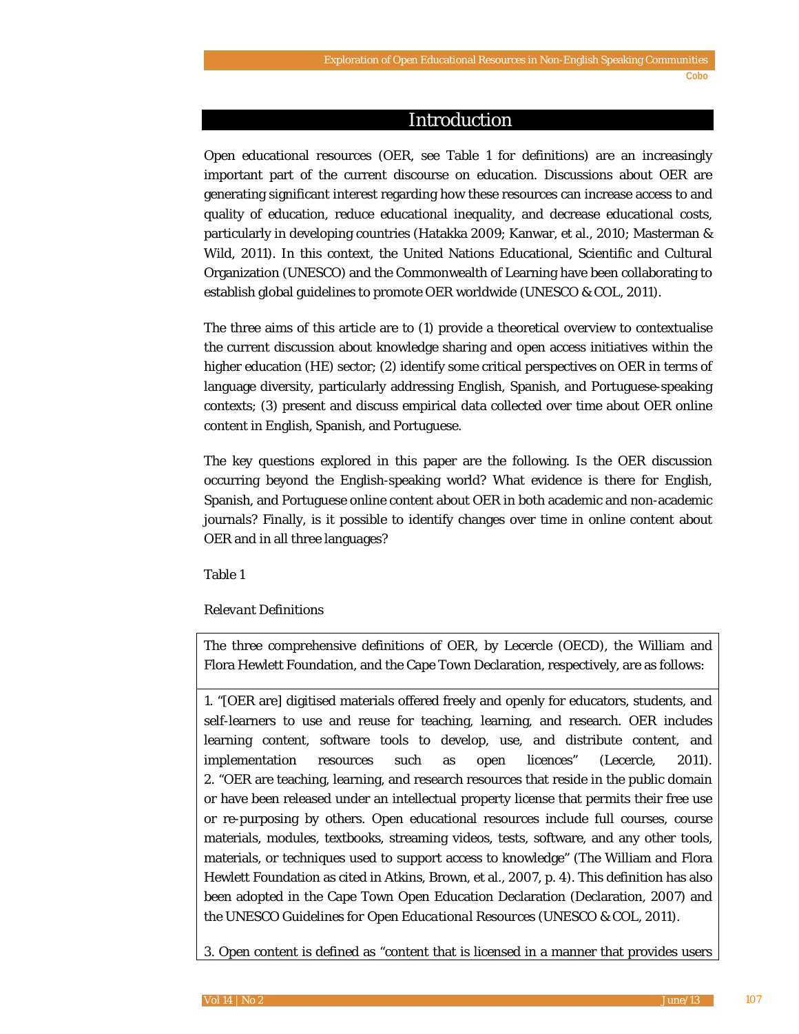# Introduction

Open educational resources (OER, see Table 1 for definitions) are an increasingly important part of the current discourse on education. Discussions about OER are generating significant interest regarding how these resources can increase access to and quality of education, reduce educational inequality, and decrease educational costs, particularly in developing countries (Hatakka 2009; Kanwar, et al., 2010; Masterman & Wild, 2011). In this context, the United Nations Educational, Scientific and Cultural Organization (UNESCO) and the Commonwealth of Learning have been collaborating to establish global guidelines to promote OER worldwide (UNESCO & COL, 2011).

The three aims of this article are to (1) provide a theoretical overview to contextualise the current discussion about knowledge sharing and open access initiatives within the higher education (HE) sector; (2) identify some critical perspectives on OER in terms of language diversity, particularly addressing English, Spanish, and Portuguese-speaking contexts; (3) present and discuss empirical data collected over time about OER online content in English, Spanish, and Portuguese.

The key questions explored in this paper are the following. Is the OER discussion occurring beyond the English-speaking world? What evidence is there for English, Spanish, and Portuguese online content about OER in both academic and non-academic journals? Finally, is it possible to identify changes over time in online content about OER and in all three languages?

Table 1

*Relevant Definitions*

| The three comprehensive definitions of OER, by Lecercle (OECD), the William and Flora Hewlett Foundation, and the Cape Town Declaration, respectively, are as follows: |
|---|
| 1. "[OER are] digitised materials offered freely and openly for educators, students, and self-learners to use and reuse for teaching, learning, and research. OER includes learning content, software tools to develop, use, and distribute content, and implementation resources such as open licences" (Lecercle, 2011). 2. "OER are teaching, learning, and research resources that reside in the public domain or have been released under an intellectual property license that permits their free use or re-purposing by others. Open educational resources include full courses, course materials, modules, textbooks, streaming videos, tests, software, and any other tools, materials, or techniques used to support access to knowledge" (The William and Flora Hewlett Foundation as cited in Atkins, Brown, et al., 2007, p. 4). This definition has also been adopted in the Cape Town Open Education Declaration (Declaration, 2007) and the UNESCO Guidelines for *Open Educational Resources* (UNESCO & COL, 2011). 3. Open content is defined as "content that is licensed in a manner that provides users |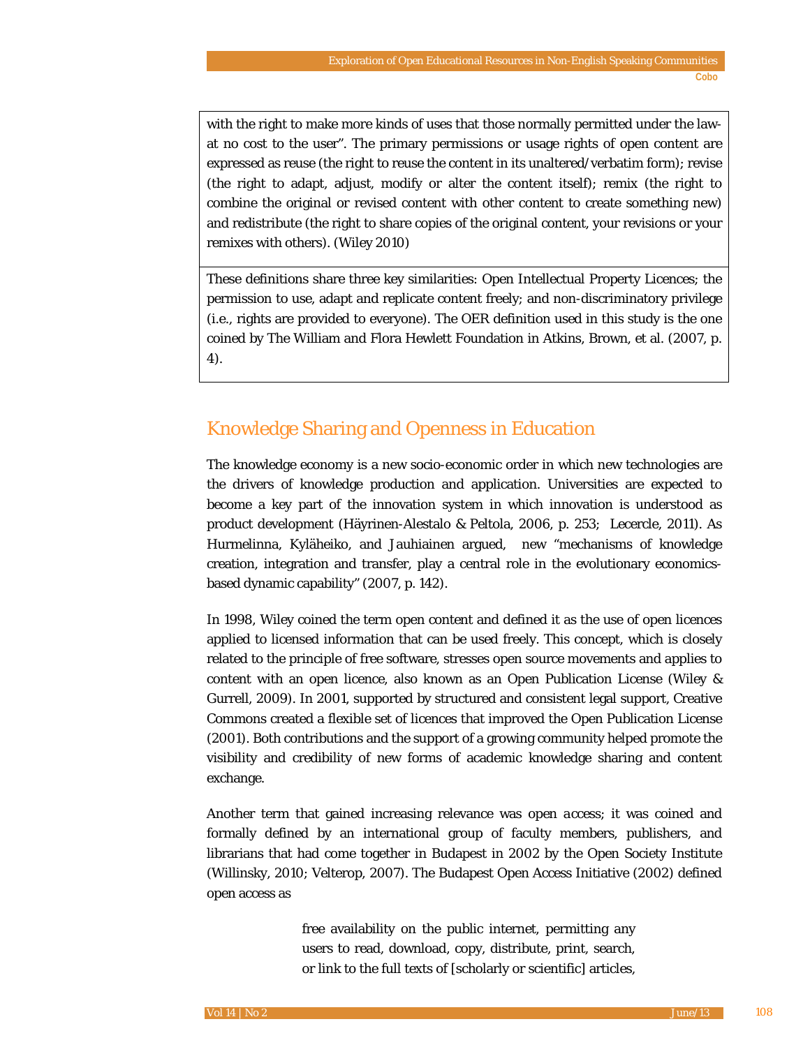with the right to make more kinds of uses that those normally permitted under the law-at no cost to the user”. The primary permissions or usage rights of open content are expressed as reuse (the right to reuse the content in its unaltered/verbatim form); revise (the right to adapt, adjust, modify or alter the content itself); remix (the right to combine the original or revised content with other content to create something new) and redistribute (the right to share copies of the original content, your revisions or your remixes with others). (Wiley 2010)

These definitions share three key similarities: Open Intellectual Property Licences; the permission to use, adapt and replicate content freely; and non-discriminatory privilege (i.e., rights are provided to everyone). The OER definition used in this study is the one coined by The William and Flora Hewlett Foundation in Atkins, Brown, et al. (2007, p. 4).

## Knowledge Sharing and Openness in Education

The knowledge economy is a new socio-economic order in which new technologies are the drivers of knowledge production and application. Universities are expected to become a key part of the innovation system in which innovation is understood as product development (Häyrinen-Alestalo & Peltola, 2006, p. 253; Lecercle, 2011). As Hurmelinna, Kyläheiko, and Jauhiainen argued, new “mechanisms of knowledge creation, integration and transfer, play a central role in the evolutionary economics-based dynamic capability” (2007, p. 142).

In 1998, Wiley coined the term open content and defined it as the use of open licences applied to licensed information that can be used freely. This concept, which is closely related to the principle of free software, stresses open source movements and applies to content with an open licence, also known as an Open Publication License (Wiley & Gurrell, 2009). In 2001, supported by structured and consistent legal support, Creative Commons created a flexible set of licences that improved the Open Publication License (2001). Both contributions and the support of a growing community helped promote the visibility and credibility of new forms of academic knowledge sharing and content exchange.

Another term that gained increasing relevance was open *access*; it was coined and formally defined by an international group of faculty members, publishers, and librarians that had come together in Budapest in 2002 by the Open Society Institute (Willinsky, 2010; Velterop, 2007). The Budapest Open Access Initiative (2002) defined open access as

> free availability on the public internet, permitting any users to read, download, copy, distribute, print, search, or link to the full texts of [scholarly or scientific] articles,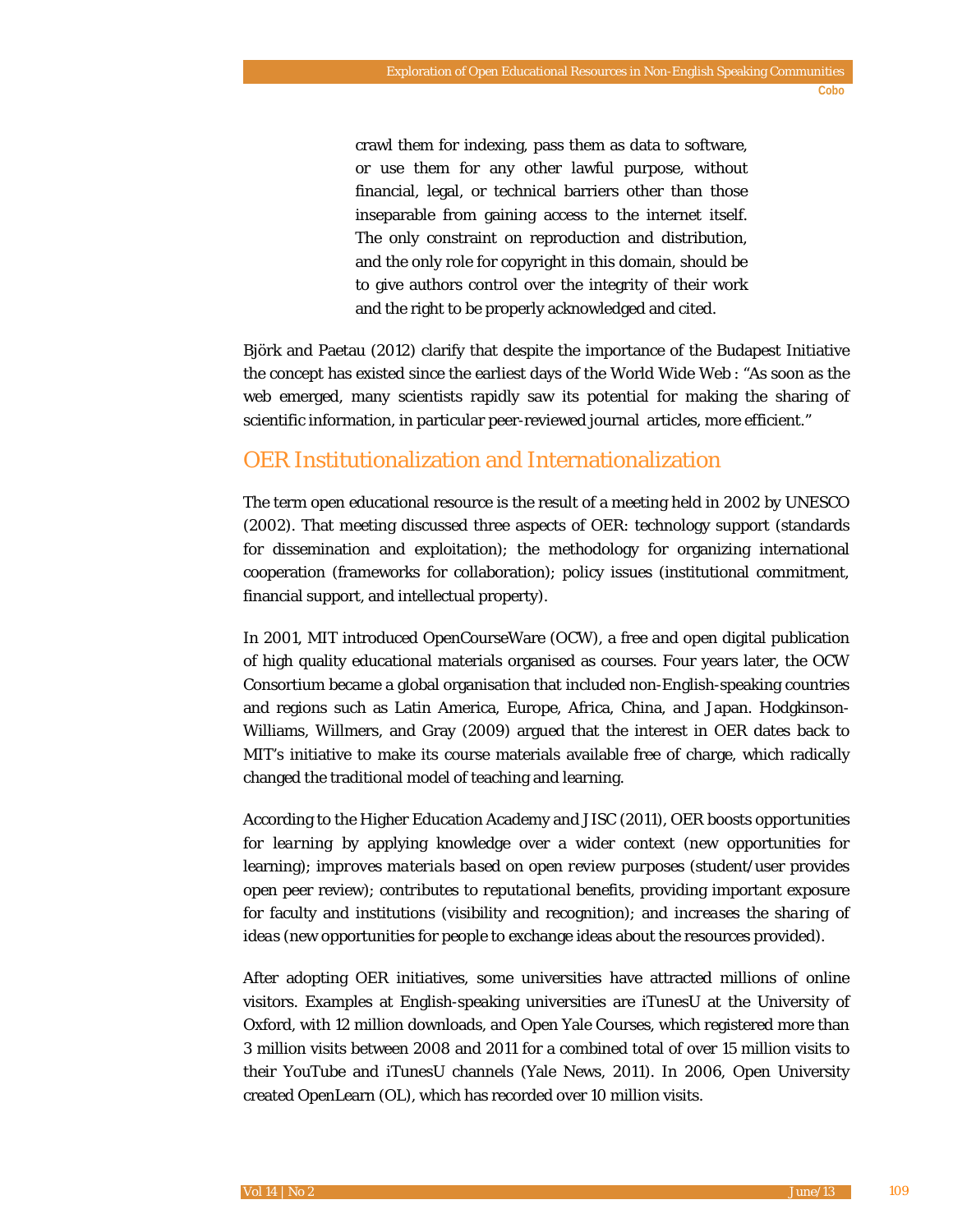> crawl them for indexing, pass them as data to software, or use them for any other lawful purpose, without financial, legal, or technical barriers other than those inseparable from gaining access to the internet itself. The only constraint on reproduction and distribution, and the only role for copyright in this domain, should be to give authors control over the integrity of their work and the right to be properly acknowledged and cited.

Björk and Paetau (2012) clarify that despite the importance of the Budapest Initiative the concept has existed since the earliest days of the World Wide Web : "As soon as the web emerged, many scientists rapidly saw its potential for making the sharing of scientific information, in particular peer-reviewed journal articles, more efficient."

## OER Institutionalization and Internationalization

The term open educational resource is the result of a meeting held in 2002 by UNESCO (2002). That meeting discussed three aspects of OER: technology support (standards for dissemination and exploitation); the methodology for organizing international cooperation (frameworks for collaboration); policy issues (institutional commitment, financial support, and intellectual property).

In 2001, MIT introduced OpenCourseWare (OCW), a free and open digital publication of high quality educational materials organised as courses. Four years later, the OCW Consortium became a global organisation that included non-English-speaking countries and regions such as Latin America, Europe, Africa, China, and Japan. Hodgkinson-Williams, Willmers, and Gray (2009) argued that the interest in OER dates back to MIT's initiative to make its course materials available free of charge, which radically changed the traditional model of teaching and learning.

According to the Higher Education Academy and JISC (2011), OER *boosts opportunities for learning* by applying knowledge over a wider context (new opportunities for learning); *improves materials* based on open review purposes (student/user provides open peer review); contributes to *reputational benefits*, providing important exposure for faculty and institutions (visibility and recognition); and *increases the sharing of ideas* (new opportunities for people to exchange ideas about the resources provided).

After adopting OER initiatives, some universities have attracted millions of online visitors. Examples at English-speaking universities are iTunesU at the University of Oxford, with 12 million downloads, and Open Yale Courses, which registered more than 3 million visits between 2008 and 2011 for a combined total of over 15 million visits to their YouTube and iTunesU channels (Yale News, 2011). In 2006, Open University created OpenLearn (OL), which has recorded over 10 million visits.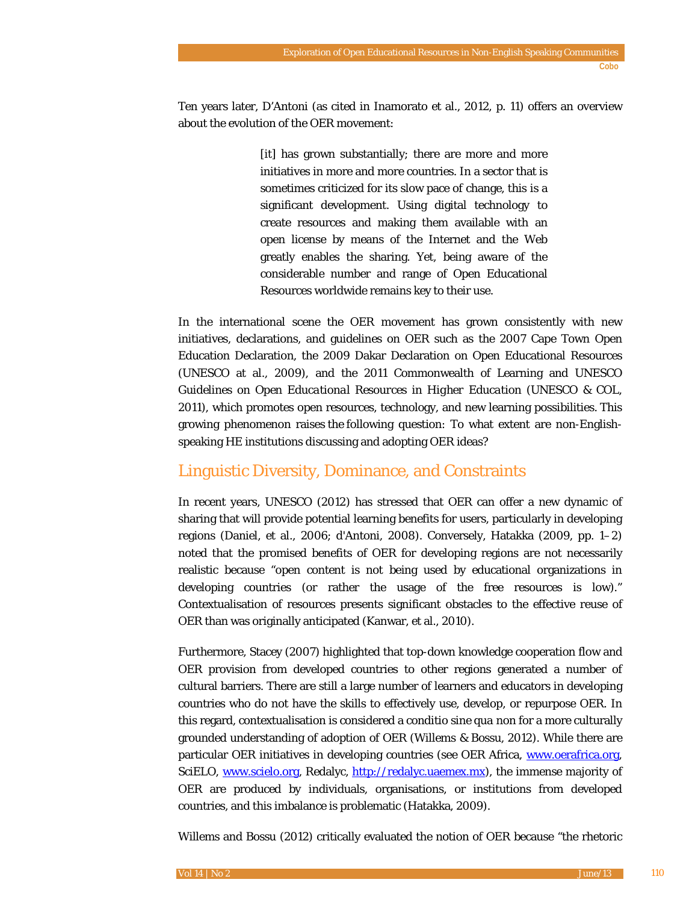Ten years later, D'Antoni (as cited in Inamorato et al., 2012, p. 11) offers an overview about the evolution of the OER movement:

> [it] has grown substantially; there are more and more initiatives in more and more countries. In a sector that is sometimes criticized for its slow pace of change, this is a significant development. Using digital technology to create resources and making them available with an open license by means of the Internet and the Web greatly enables the sharing. Yet, being aware of the considerable number and range of Open Educational Resources worldwide remains key to their use.

In the international scene the OER movement has grown consistently with new initiatives, declarations, and guidelines on OER such as the 2007 Cape Town Open Education Declaration, the 2009 Dakar Declaration on Open Educational Resources (UNESCO at al., 2009), and the 2011 Commonwealth of Learning and UNESCO Guidelines on *Open Educational Resources in Higher Education* (UNESCO & COL, 2011), which promotes open resources, technology, and new learning possibilities. This growing phenomenon raises the following question: To what extent are non-English-speaking HE institutions discussing and adopting OER ideas?

## Linguistic Diversity, Dominance, and Constraints

In recent years, UNESCO (2012) has stressed that OER can offer a new dynamic of sharing that will provide potential learning benefits for users, particularly in developing regions (Daniel, et al., 2006; d'Antoni, 2008). Conversely, Hatakka (2009, pp. 1–2) noted that the promised benefits of OER for developing regions are not necessarily realistic because "open content is not being used by educational organizations in developing countries (or rather the usage of the free resources is low)." Contextualisation of resources presents significant obstacles to the effective reuse of OER than was originally anticipated (Kanwar, et al., 2010).

Furthermore, Stacey (2007) highlighted that top-down knowledge cooperation flow and OER provision from developed countries to other regions generated a number of cultural barriers. There are still a large number of learners and educators in developing countries who do not have the skills to effectively use, develop, or repurpose OER. In this regard, contextualisation is considered a conditio sine qua non for a more culturally grounded understanding of adoption of OER (Willems & Bossu, 2012). While there are particular OER initiatives in developing countries (see OER Africa, www.oerafrica.org, SciELO, www.scielo.org, Redalyc, http://redalyc.uaemex.mx), the immense majority of OER are produced by individuals, organisations, or institutions from developed countries, and this imbalance is problematic (Hatakka, 2009).

Willems and Bossu (2012) critically evaluated the notion of OER because "the rhetoric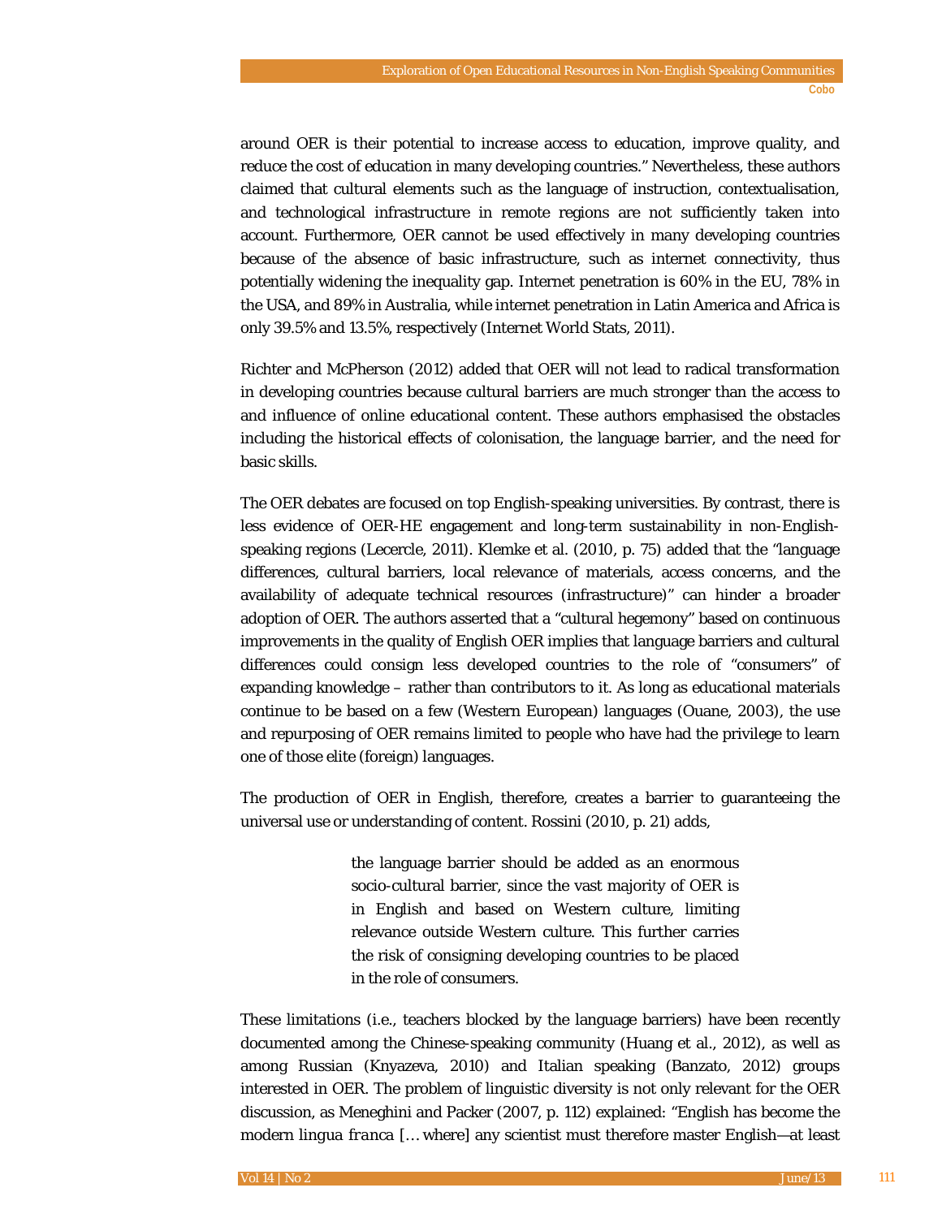around OER is their potential to increase access to education, improve quality, and reduce the cost of education in many developing countries." Nevertheless, these authors claimed that cultural elements such as the language of instruction, contextualisation, and technological infrastructure in remote regions are not sufficiently taken into account. Furthermore, OER cannot be used effectively in many developing countries because of the absence of basic infrastructure, such as internet connectivity, thus potentially widening the inequality gap. Internet penetration is 60% in the EU, 78% in the USA, and 89% in Australia, while internet penetration in Latin America and Africa is only 39.5% and 13.5%, respectively (Internet World Stats, 2011).

Richter and McPherson (2012) added that OER will not lead to radical transformation in developing countries because cultural barriers are much stronger than the access to and influence of online educational content. These authors emphasised the obstacles including the historical effects of colonisation, the language barrier, and the need for basic skills.

The OER debates are focused on top English-speaking universities. By contrast, there is less evidence of OER-HE engagement and long-term sustainability in non-English-speaking regions (Lecercle, 2011). Klemke et al. (2010, p. 75) added that the "language differences, cultural barriers, local relevance of materials, access concerns, and the availability of adequate technical resources (infrastructure)" can hinder a broader adoption of OER. The authors asserted that a "cultural hegemony" based on continuous improvements in the quality of English OER implies that language barriers and cultural differences could consign less developed countries to the role of "consumers" of expanding knowledge – rather than contributors to it. As long as educational materials continue to be based on a few (Western European) languages (Ouane, 2003), the use and repurposing of OER remains limited to people who have had the privilege to learn one of those elite (foreign) languages.

The production of OER in English, therefore, creates a barrier to guaranteeing the universal use or understanding of content. Rossini (2010, p. 21) adds,

> the language barrier should be added as an enormous socio-cultural barrier, since the vast majority of OER is in English and based on Western culture, limiting relevance outside Western culture. This further carries the risk of consigning developing countries to be placed in the role of consumers.

These limitations (i.e., teachers blocked by the language barriers) have been recently documented among the Chinese-speaking community (Huang et al., 2012), as well as among Russian (Knyazeva, 2010) and Italian speaking (Banzato, 2012) groups interested in OER. The problem of linguistic diversity is not only relevant for the OER discussion, as Meneghini and Packer (2007, p. 112) explained: "English has become the modern *lingua franca* [… where] any scientist must therefore master English—at least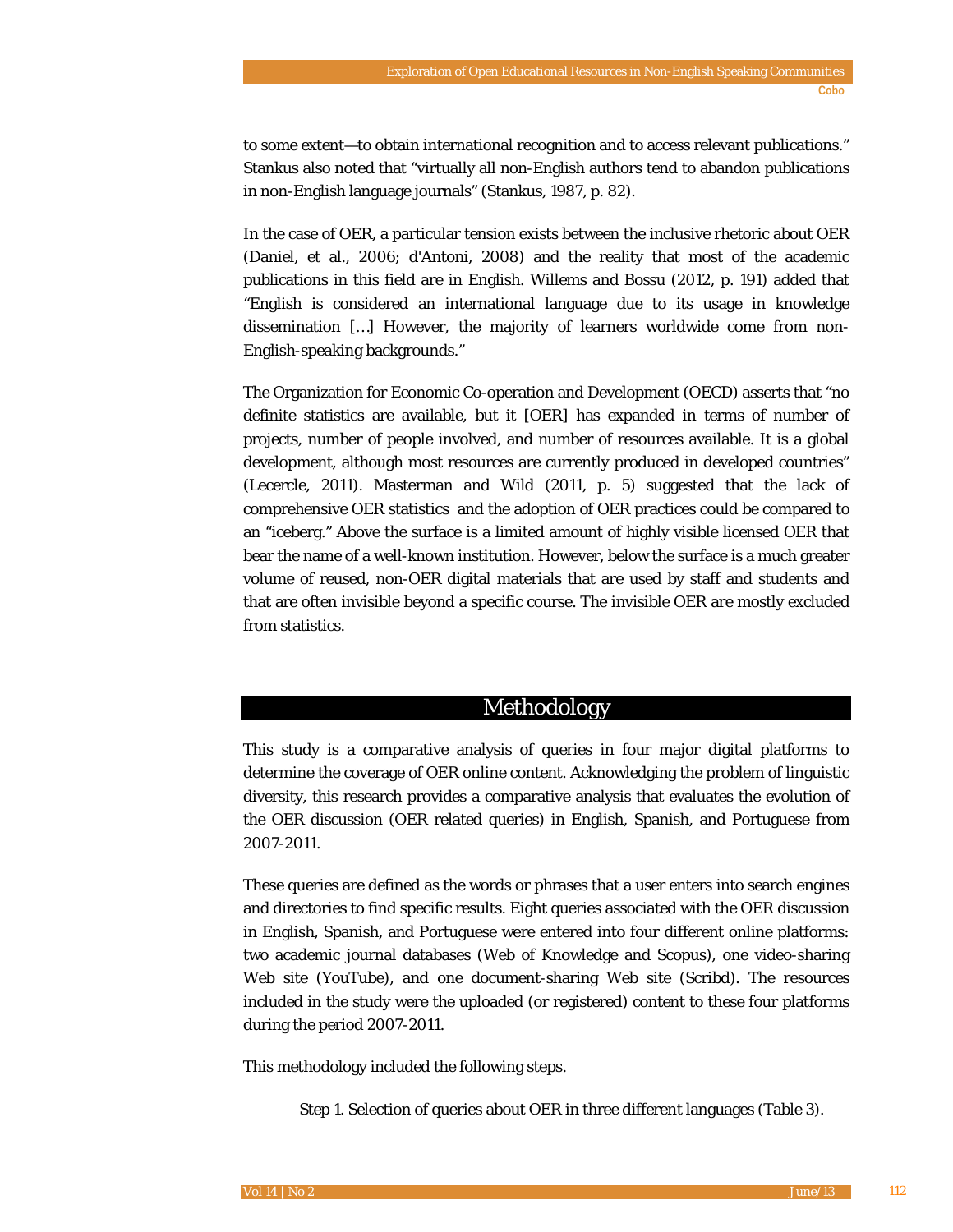to some extent—to obtain international recognition and to access relevant publications." Stankus also noted that "virtually all non-English authors tend to abandon publications in non-English language journals" (Stankus, 1987, p. 82).

In the case of OER, a particular tension exists between the inclusive rhetoric about OER (Daniel, et al., 2006; d'Antoni, 2008) and the reality that most of the academic publications in this field are in English. Willems and Bossu (2012, p. 191) added that "English is considered an international language due to its usage in knowledge dissemination […] However, the majority of learners worldwide come from non-English-speaking backgrounds."

The Organization for Economic Co-operation and Development (OECD) asserts that "no definite statistics are available, but it [OER] has expanded in terms of number of projects, number of people involved, and number of resources available. It is a global development, although most resources are currently produced in developed countries" (Lecercle, 2011). Masterman and Wild (2011, p. 5) suggested that the lack of comprehensive OER statistics and the adoption of OER practices could be compared to an "iceberg." Above the surface is a limited amount of highly visible licensed OER that bear the name of a well-known institution. However, below the surface is a much greater volume of reused, non-OER digital materials that are used by staff and students and that are often invisible beyond a specific course. The invisible OER are mostly excluded from statistics.

## Methodology

This study is a comparative analysis of queries in four major digital platforms to determine the coverage of OER online content. Acknowledging the problem of linguistic diversity, this research provides a comparative analysis that evaluates the evolution of the OER discussion (OER related queries) in English, Spanish, and Portuguese from 2007-2011.

These queries are defined as the words or phrases that a user enters into search engines and directories to find specific results. Eight queries associated with the OER discussion in English, Spanish, and Portuguese were entered into four different online platforms: two academic journal databases (Web of Knowledge and Scopus), one video-sharing Web site (YouTube), and one document-sharing Web site (Scribd). The resources included in the study were the uploaded (or registered) content to these four platforms during the period 2007-2011.

This methodology included the following steps.

Step 1. Selection of queries about OER in three different languages (Table 3).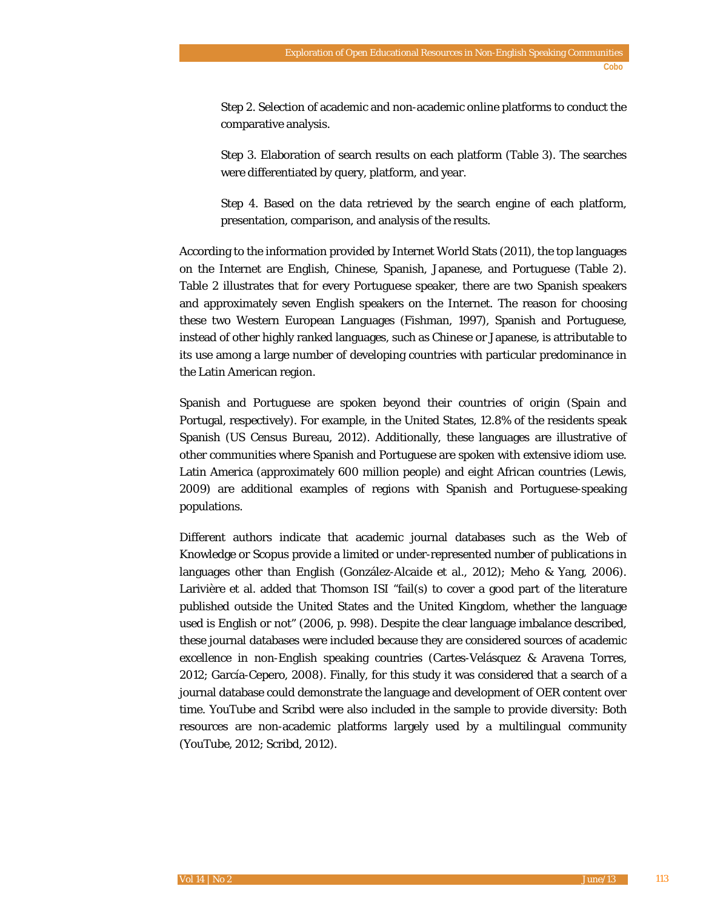Step 2. Selection of academic and non-academic online platforms to conduct the comparative analysis.

Step 3. Elaboration of search results on each platform (Table 3). The searches were differentiated by query, platform, and year.

Step 4. Based on the data retrieved by the search engine of each platform, presentation, comparison, and analysis of the results.

According to the information provided by Internet World Stats (2011), the top languages on the Internet are English, Chinese, Spanish, Japanese, and Portuguese (Table 2). Table 2 illustrates that for every Portuguese speaker, there are two Spanish speakers and approximately seven English speakers on the Internet. The reason for choosing these two Western European Languages (Fishman, 1997), Spanish and Portuguese, instead of other highly ranked languages, such as Chinese or Japanese, is attributable to its use among a large number of developing countries with particular predominance in the Latin American region.

Spanish and Portuguese are spoken beyond their countries of origin (Spain and Portugal, respectively). For example, in the United States, 12.8% of the residents speak Spanish (US Census Bureau, 2012). Additionally, these languages are illustrative of other communities where Spanish and Portuguese are spoken with extensive idiom use. Latin America (approximately 600 million people) and eight African countries (Lewis, 2009) are additional examples of regions with Spanish and Portuguese-speaking populations.

Different authors indicate that academic journal databases such as the Web of Knowledge or Scopus provide a limited or under-represented number of publications in languages other than English (González-Alcaide et al., 2012); Meho & Yang, 2006). Larivière et al. added that Thomson ISI "fail(s) to cover a good part of the literature published outside the United States and the United Kingdom, whether the language used is English or not" (2006, p. 998). Despite the clear language imbalance described, these journal databases were included because they are considered sources of academic excellence in non-English speaking countries (Cartes-Velásquez & Aravena Torres, 2012; García-Cepero, 2008). Finally, for this study it was considered that a search of a journal database could demonstrate the language and development of OER content over time. YouTube and Scribd were also included in the sample to provide diversity: Both resources are non-academic platforms largely used by a multilingual community (YouTube, 2012; Scribd, 2012).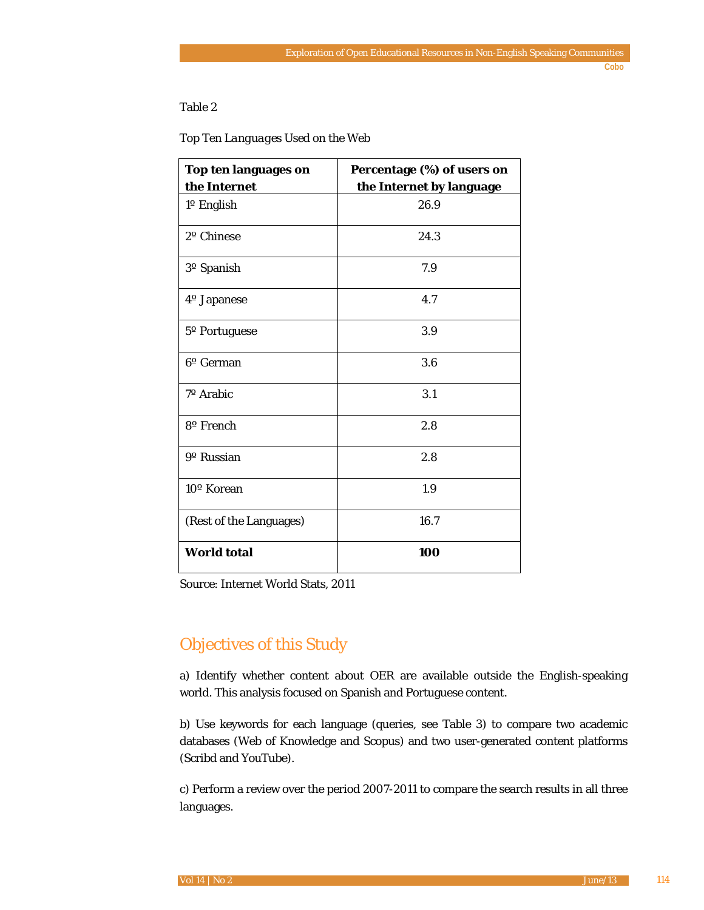Table 2

*Top Ten Languages Used on the Web*

| **Top ten languages on the Internet** | **Percentage (%) of users on the Internet by language** |
|---|---|
| 1º English | 26.9 |
| 2º Chinese | 24.3 |
| 3º Spanish | 7.9 |
| 4º Japanese | 4.7 |
| 5º Portuguese | 3.9 |
| 6º German | 3.6 |
| 7º Arabic | 3.1 |
| 8º French | 2.8 |
| 9º Russian | 2.8 |
| 10º Korean | 1.9 |
| (Rest of the Languages) | 16.7 |
| **World total** | **100** |

Source: Internet World Stats, 2011

## Objectives of this Study

a) Identify whether content about OER are available outside the English-speaking world. This analysis focused on Spanish and Portuguese content.

b) Use keywords for each language (queries, see Table 3) to compare two academic databases (Web of Knowledge and Scopus) and two user-generated content platforms (Scribd and YouTube).

c) Perform a review over the period 2007-2011 to compare the search results in all three languages.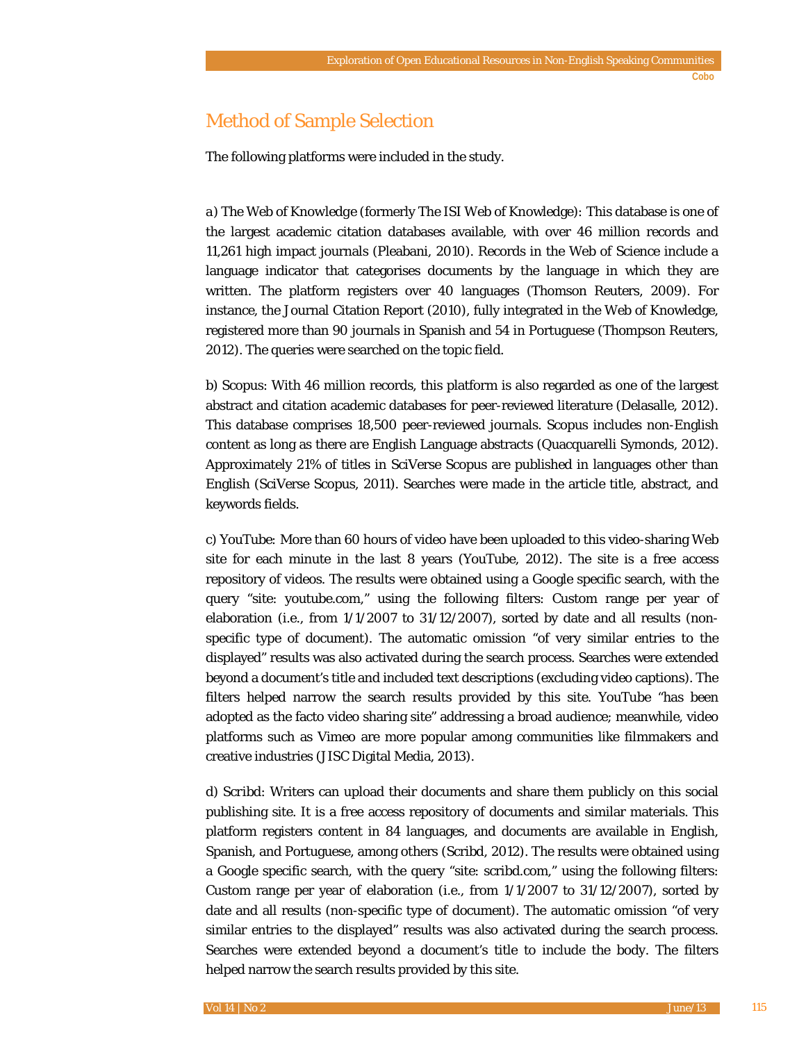## Method of Sample Selection

The following platforms were included in the study.

a) The Web of Knowledge (formerly The ISI Web of Knowledge): This database is one of the largest academic citation databases available, with over 46 million records and 11,261 high impact journals (Pleabani, 2010). Records in the Web of Science include a language indicator that categorises documents by the language in which they are written. The platform registers over 40 languages (Thomson Reuters, 2009). For instance, the Journal Citation Report (2010), fully integrated in the Web of Knowledge, registered more than 90 journals in Spanish and 54 in Portuguese (Thompson Reuters, 2012). The queries were searched on the topic field.

b) Scopus: With 46 million records, this platform is also regarded as one of the largest abstract and citation academic databases for peer-reviewed literature (Delasalle, 2012). This database comprises 18,500 peer-reviewed journals. Scopus includes non-English content as long as there are English Language abstracts (Quacquarelli Symonds, 2012). Approximately 21% of titles in SciVerse Scopus are published in languages other than English (SciVerse Scopus, 2011). Searches were made in the article title, abstract, and keywords fields.

c) YouTube: More than 60 hours of video have been uploaded to this video-sharing Web site for each minute in the last 8 years (YouTube, 2012). The site is a free access repository of videos. The results were obtained using a Google specific search, with the query "site: youtube.com," using the following filters: Custom range per year of elaboration (i.e., from 1/1/2007 to 31/12/2007), sorted by date and all results (non-specific type of document). The automatic omission "of very similar entries to the displayed" results was also activated during the search process. Searches were extended beyond a document's title and included text descriptions (excluding video captions). The filters helped narrow the search results provided by this site. YouTube "has been adopted as the facto video sharing site" addressing a broad audience; meanwhile, video platforms such as Vimeo are more popular among communities like filmmakers and creative industries (JISC Digital Media, 2013).

d) Scribd: Writers can upload their documents and share them publicly on this social publishing site. It is a free access repository of documents and similar materials. This platform registers content in 84 languages, and documents are available in English, Spanish, and Portuguese, among others (Scribd, 2012). The results were obtained using a Google specific search, with the query "site: scribd.com," using the following filters: Custom range per year of elaboration (i.e., from 1/1/2007 to 31/12/2007), sorted by date and all results (non-specific type of document). The automatic omission "of very similar entries to the displayed" results was also activated during the search process. Searches were extended beyond a document's title to include the body. The filters helped narrow the search results provided by this site.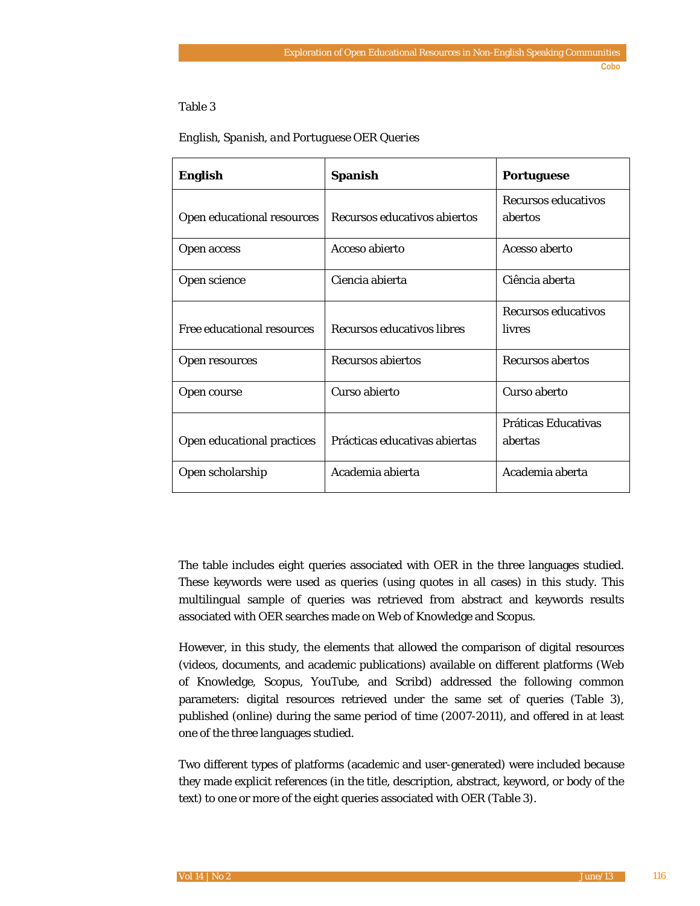Table 3

*English, Spanish, and Portuguese OER Queries*

| **English** | **Spanish** | **Portuguese** |
|---|---|---|
| Open educational resources | Recursos educativos abiertos | Recursos educativos abertos |
| Open access | Acceso abierto | Acesso aberto |
| Open science | Ciencia abierta | Ciência aberta |
| Free educational resources | Recursos educativos libres | Recursos educativos livres |
| Open resources | Recursos abiertos | Recursos abertos |
| Open course | Curso abierto | Curso aberto |
| Open educational practices | Prácticas educativas abiertas | Práticas Educativas abertas |
| Open scholarship | Academia abierta | Academia aberta |

The table includes eight queries associated with OER in the three languages studied. These keywords were used as queries (using quotes in all cases) in this study. This multilingual sample of queries was retrieved from abstract and keywords results associated with OER searches made on Web of Knowledge and Scopus.

However, in this study, the elements that allowed the comparison of digital resources (videos, documents, and academic publications) available on different platforms (Web of Knowledge, Scopus, YouTube, and Scribd) addressed the following common parameters: digital resources retrieved under the same set of queries (Table 3), published (online) during the same period of time (2007-2011), and offered in at least one of the three languages studied.

Two different types of platforms (academic and user-generated) were included because they made explicit references (in the title, description, abstract, keyword, or body of the text) to one or more of the eight queries associated with OER (Table 3).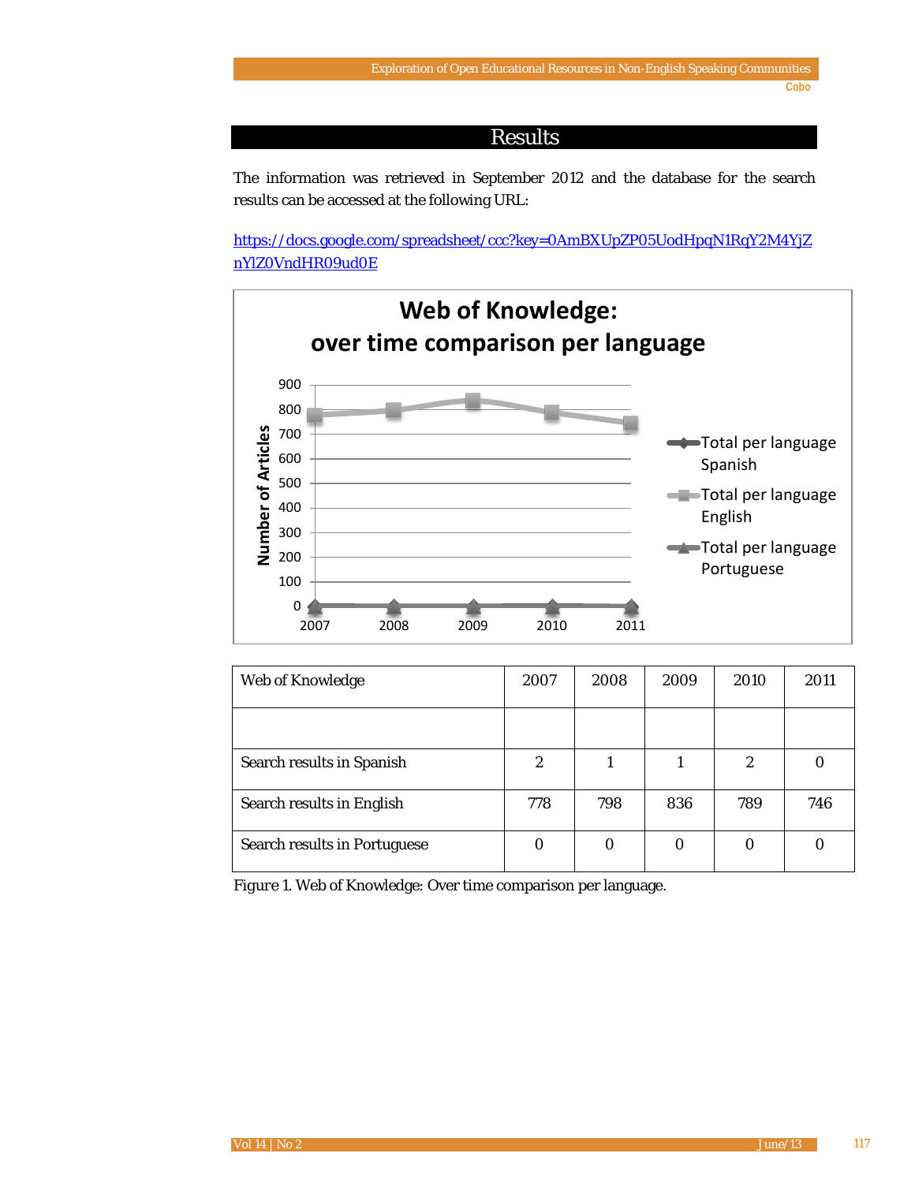## Results

The information was retrieved in September 2012 and the database for the search results can be accessed at the following URL:

https://docs.google.com/spreadsheet/ccc?key=0AmBXUpZP05UodHpqN1RqY2M4YjZnYlZ0VndHR09ud0E

| Web of Knowledge | 2007 | 2008 | 2009 | 2010 | 2011 |
|---|---|---|---|---|---|
| | | | | | |
| Search results in Spanish | 2 | 1 | 1 | 2 | 0 |
| Search results in English | 778 | 798 | 836 | 789 | 746 |
| Search results in Portuguese | 0 | 0 | 0 | 0 | 0 |

*Figure 1.* Web of Knowledge: Over time comparison per language.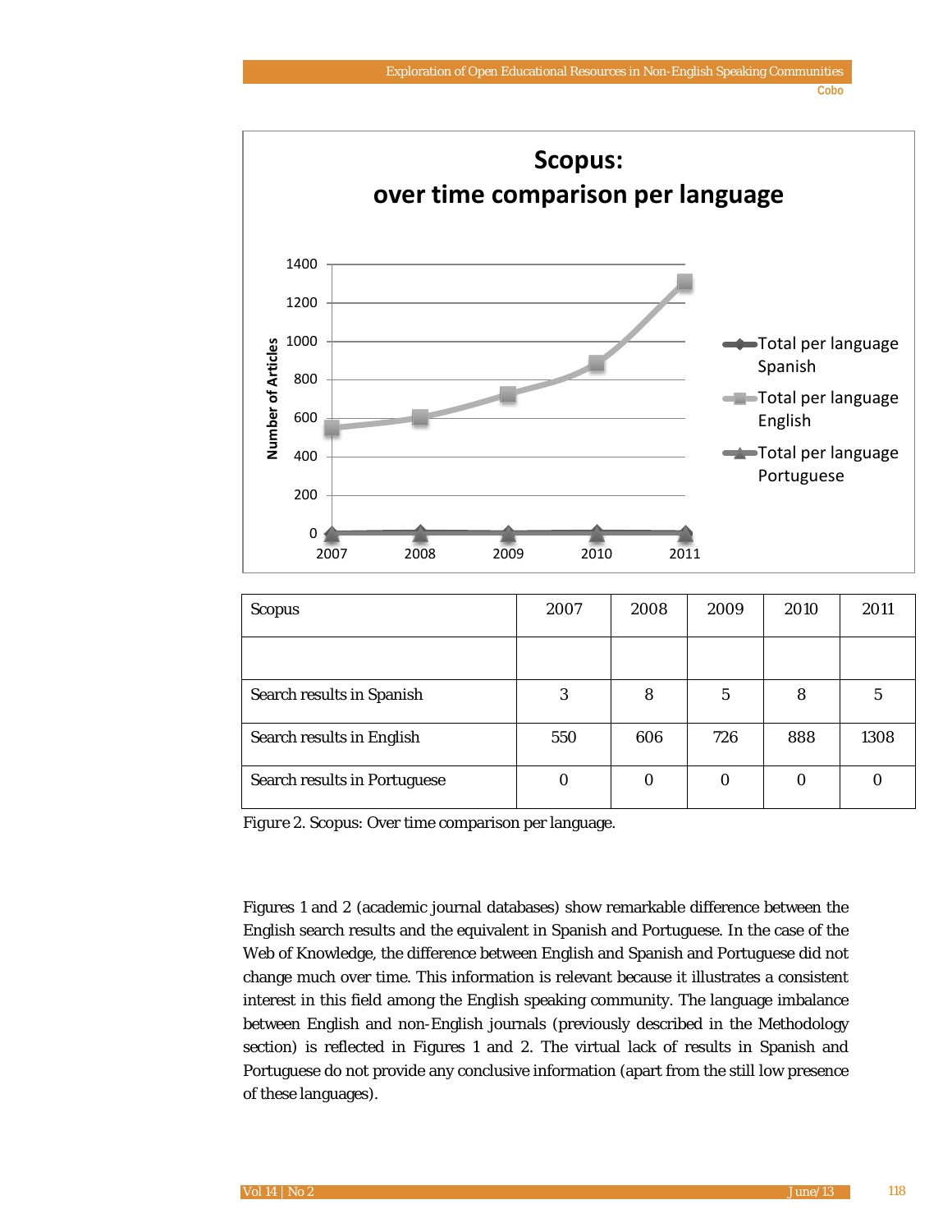| Scopus | 2007 | 2008 | 2009 | 2010 | 2011 |
|---|---|---|---|---|---|
| | | | | | |
| Search results in Spanish | 3 | 8 | 5 | 8 | 5 |
| Search results in English | 550 | 606 | 726 | 888 | 1308 |
| Search results in Portuguese | 0 | 0 | 0 | 0 | 0 |

*Figure 2.* Scopus: Over time comparison per language.

Figures 1 and 2 (academic journal databases) show remarkable difference between the English search results and the equivalent in Spanish and Portuguese. In the case of the Web of Knowledge, the difference between English and Spanish and Portuguese did not change much over time. This information is relevant because it illustrates a consistent interest in this field among the English speaking community. The language imbalance between English and non-English journals (previously described in the Methodology section) is reflected in Figures 1 and 2. The virtual lack of results in Spanish and Portuguese do not provide any conclusive information (apart from the still low presence of these languages).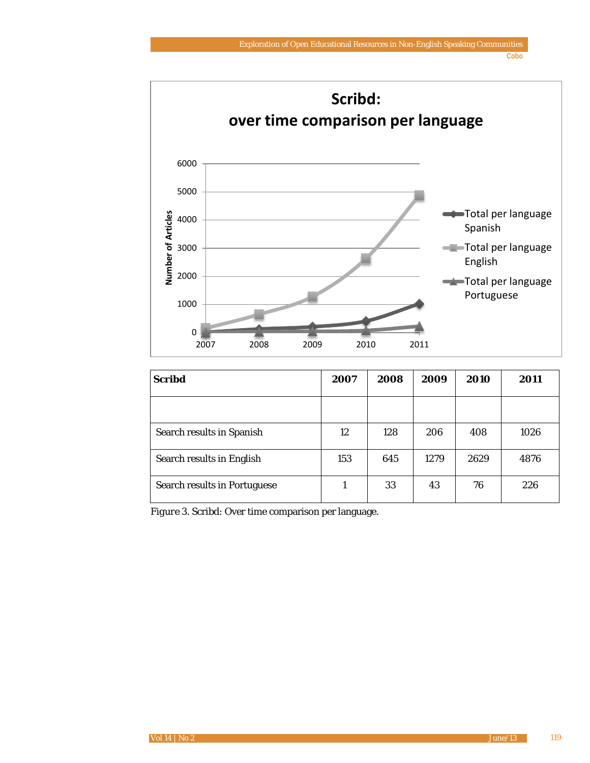| Scribd | 2007 | 2008 | 2009 | 2010 | 2011 |
|---|---|---|---|---|---|
| | | | | | |
| Search results in Spanish | 12 | 128 | 206 | 408 | 1026 |
| Search results in English | 153 | 645 | 1279 | 2629 | 4876 |
| Search results in Portuguese | 1 | 33 | 43 | 76 | 226 |

*Figure 3.* Scribd: Over time comparison per language.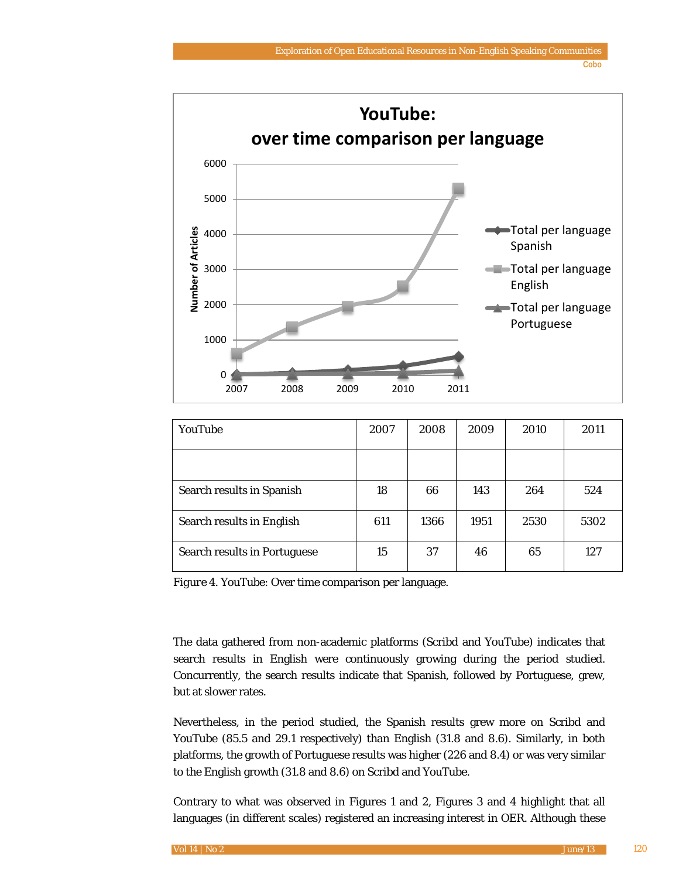| YouTube | 2007 | 2008 | 2009 | 2010 | 2011 |
|---|---|---|---|---|---|
| | | | | | |
| Search results in Spanish | 18 | 66 | 143 | 264 | 524 |
| Search results in English | 611 | 1366 | 1951 | 2530 | 5302 |
| Search results in Portuguese | 15 | 37 | 46 | 65 | 127 |

*Figure 4.* YouTube: Over time comparison per language.

The data gathered from non-academic platforms (Scribd and YouTube) indicates that search results in English were continuously growing during the period studied. Concurrently, the search results indicate that Spanish, followed by Portuguese, grew, but at slower rates.

Nevertheless, in the period studied, the Spanish results grew more on Scribd and YouTube (85.5 and 29.1 respectively) than English (31.8 and 8.6). Similarly, in both platforms, the growth of Portuguese results was higher (226 and 8.4) or was very similar to the English growth (31.8 and 8.6) on Scribd and YouTube.

Contrary to what was observed in Figures 1 and 2, Figures 3 and 4 highlight that all languages (in different scales) registered an increasing interest in OER. Although these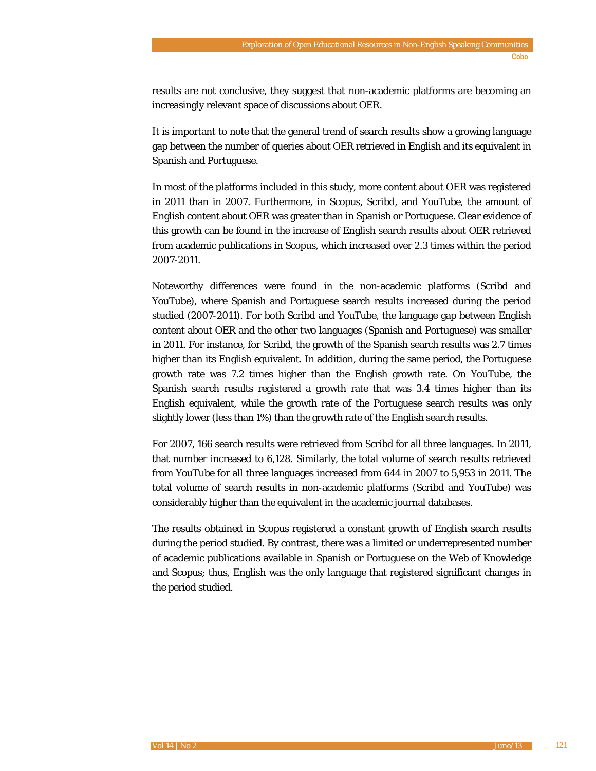results are not conclusive, they suggest that non-academic platforms are becoming an increasingly relevant space of discussions about OER.

It is important to note that the general trend of search results show a growing language gap between the number of queries about OER retrieved in English and its equivalent in Spanish and Portuguese.

In most of the platforms included in this study, more content about OER was registered in 2011 than in 2007. Furthermore, in Scopus, Scribd, and YouTube, the amount of English content about OER was greater than in Spanish or Portuguese. Clear evidence of this growth can be found in the increase of English search results about OER retrieved from academic publications in Scopus, which increased over 2.3 times within the period 2007-2011.

Noteworthy differences were found in the non-academic platforms (Scribd and YouTube), where Spanish and Portuguese search results increased during the period studied (2007-2011). For both Scribd and YouTube, the language gap between English content about OER and the other two languages (Spanish and Portuguese) was smaller in 2011. For instance, for Scribd, the growth of the Spanish search results was 2.7 times higher than its English equivalent. In addition, during the same period, the Portuguese growth rate was 7.2 times higher than the English growth rate. On YouTube, the Spanish search results registered a growth rate that was 3.4 times higher than its English equivalent, while the growth rate of the Portuguese search results was only slightly lower (less than 1%) than the growth rate of the English search results.

For 2007, 166 search results were retrieved from Scribd for all three languages. In 2011, that number increased to 6,128. Similarly, the total volume of search results retrieved from YouTube for all three languages increased from 644 in 2007 to 5,953 in 2011. The total volume of search results in non-academic platforms (Scribd and YouTube) was considerably higher than the equivalent in the academic journal databases.

The results obtained in Scopus registered a constant growth of English search results during the period studied. By contrast, there was a limited or underrepresented number of academic publications available in Spanish or Portuguese on the Web of Knowledge and Scopus; thus, English was the only language that registered significant changes in the period studied.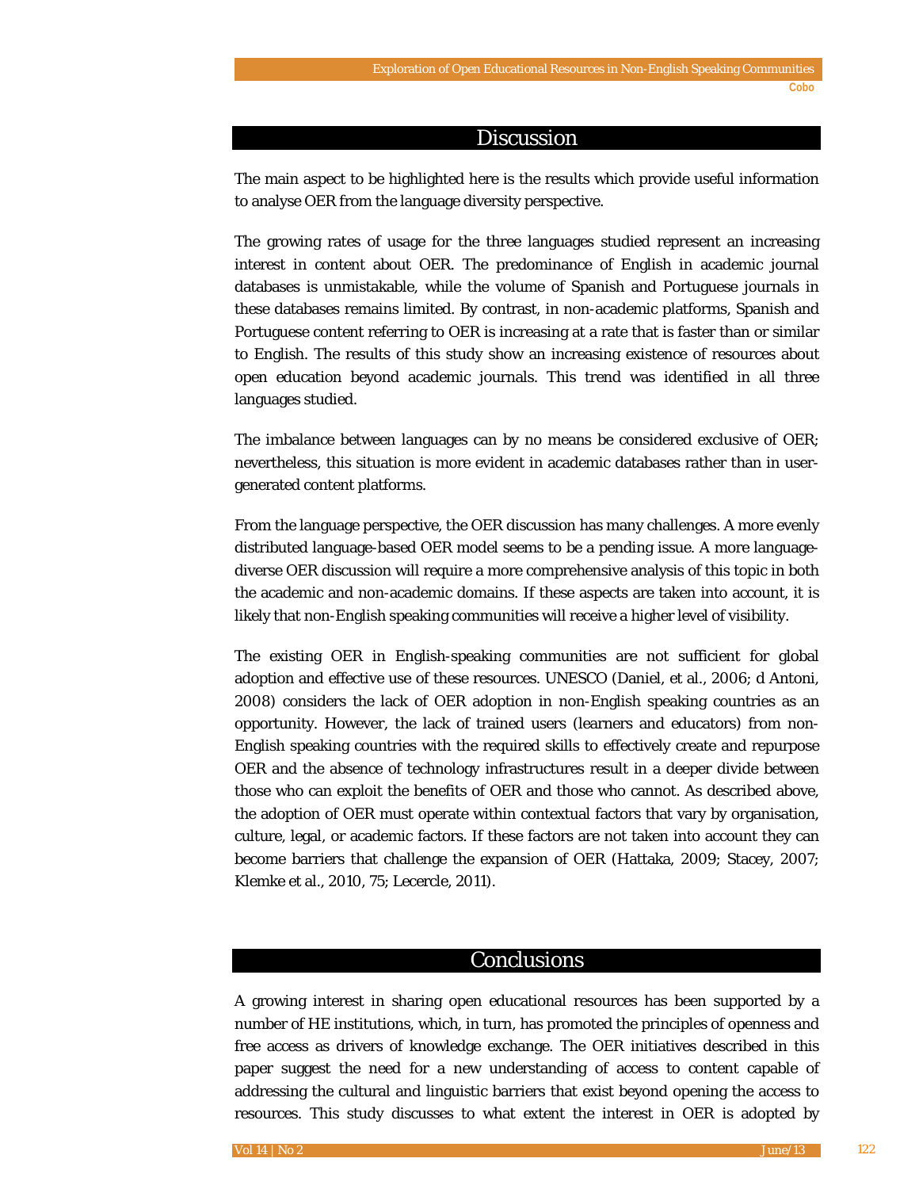## Discussion

The main aspect to be highlighted here is the results which provide useful information to analyse OER from the language diversity perspective.

The growing rates of usage for the three languages studied represent an increasing interest in content about OER. The predominance of English in academic journal databases is unmistakable, while the volume of Spanish and Portuguese journals in these databases remains limited. By contrast, in non-academic platforms, Spanish and Portuguese content referring to OER is increasing at a rate that is faster than or similar to English. The results of this study show an increasing existence of resources about open education beyond academic journals. This trend was identified in all three languages studied.

The imbalance between languages can by no means be considered exclusive of OER; nevertheless, this situation is more evident in academic databases rather than in user-generated content platforms.

From the language perspective, the OER discussion has many challenges. A more evenly distributed language-based OER model seems to be a pending issue. A more language-diverse OER discussion will require a more comprehensive analysis of this topic in both the academic and non-academic domains. If these aspects are taken into account, it is likely that non-English speaking communities will receive a higher level of visibility.

The existing OER in English-speaking communities are not sufficient for global adoption and effective use of these resources. UNESCO (Daniel, et al., 2006; d Antoni, 2008) considers the lack of OER adoption in non-English speaking countries as an opportunity. However, the lack of trained users (learners and educators) from non-English speaking countries with the required skills to effectively create and repurpose OER and the absence of technology infrastructures result in a deeper divide between those who can exploit the benefits of OER and those who cannot. As described above, the adoption of OER must operate within contextual factors that vary by organisation, culture, legal, or academic factors. If these factors are not taken into account they can become barriers that challenge the expansion of OER (Hattaka, 2009; Stacey, 2007; Klemke et al., 2010, 75; Lecercle, 2011).

## Conclusions

A growing interest in sharing open educational resources has been supported by a number of HE institutions, which, in turn, has promoted the principles of openness and free access as drivers of knowledge exchange. The OER initiatives described in this paper suggest the need for a new understanding of access to content capable of addressing the cultural and linguistic barriers that exist beyond opening the access to resources. This study discusses to what extent the interest in OER is adopted by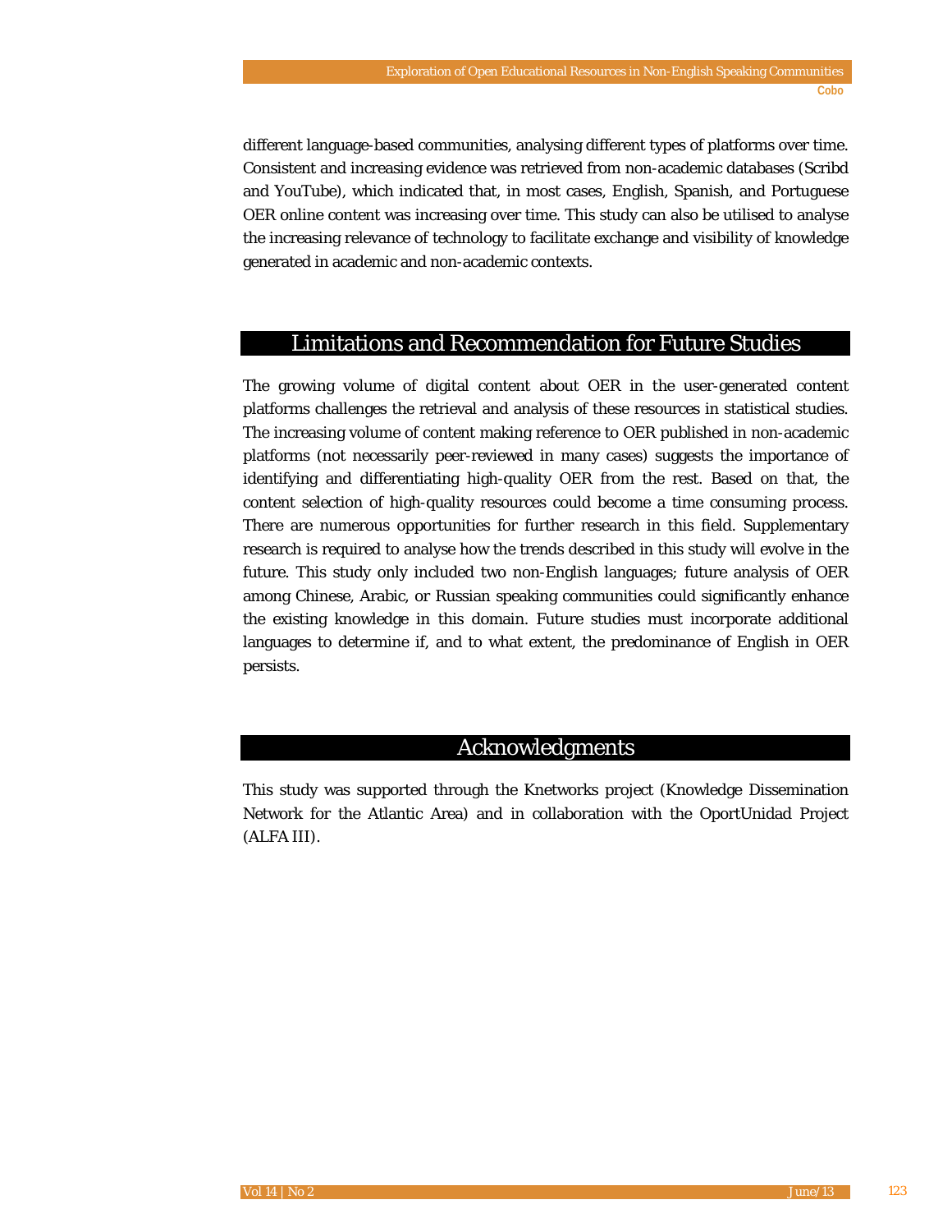different language-based communities, analysing different types of platforms over time. Consistent and increasing evidence was retrieved from non-academic databases (Scribd and YouTube), which indicated that, in most cases, English, Spanish, and Portuguese OER online content was increasing over time. This study can also be utilised to analyse the increasing relevance of technology to facilitate exchange and visibility of knowledge generated in academic and non-academic contexts.

## Limitations and Recommendation for Future Studies

The growing volume of digital content about OER in the user-generated content platforms challenges the retrieval and analysis of these resources in statistical studies. The increasing volume of content making reference to OER published in non-academic platforms (not necessarily peer-reviewed in many cases) suggests the importance of identifying and differentiating high-quality OER from the rest. Based on that, the content selection of high-quality resources could become a time consuming process. There are numerous opportunities for further research in this field. Supplementary research is required to analyse how the trends described in this study will evolve in the future. This study only included two non-English languages; future analysis of OER among Chinese, Arabic, or Russian speaking communities could significantly enhance the existing knowledge in this domain. Future studies must incorporate additional languages to determine if, and to what extent, the predominance of English in OER persists.

## Acknowledgments

This study was supported through the Knetworks project (Knowledge Dissemination Network for the Atlantic Area) and in collaboration with the OportUnidad Project (ALFA III).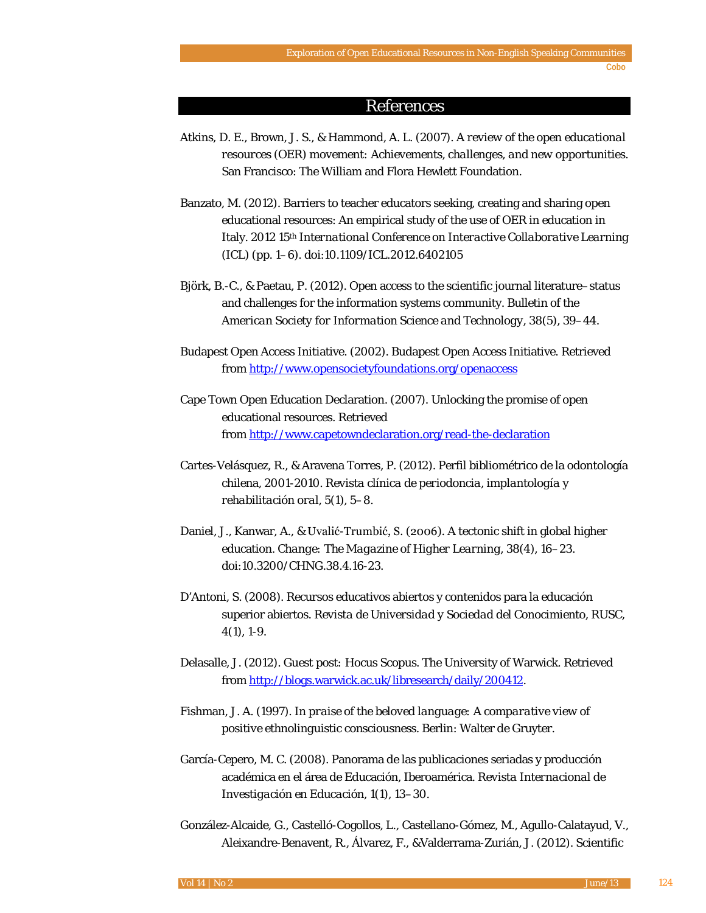# References

Atkins, D. E., Brown, J. S., & Hammond, A. L. (2007). *A review of the open educational resources (OER) movement: Achievements, challenges, and new opportunities.* San Francisco: The William and Flora Hewlett Foundation.

Banzato, M. (2012). Barriers to teacher educators seeking, creating and sharing open educational resources: An empirical study of the use of OER in education in Italy. *2012 15th International Conference on Interactive Collaborative Learning (ICL)* (pp. 1–6). doi:10.1109/ICL.2012.6402105

Björk, B.-C., & Paetau, P. (2012). Open access to the scientific journal literature–status and challenges for the information systems community. *Bulletin of the American Society for Information Science and Technology*, 38(5), 39–44.

Budapest Open Access Initiative. (2002). Budapest Open Access Initiative. Retrieved from http://www.opensocietyfoundations.org/openaccess

Cape Town Open Education Declaration. (2007). Unlocking the promise of open educational resources. Retrieved from http://www.capetowndeclaration.org/read-the-declaration

Cartes-Velásquez, R., & Aravena Torres, P. (2012). Perfil bibliométrico de la odontología chilena, 2001-2010. *Revista clínica de periodoncia, implantología y rehabilitación oral*, 5(1), 5–8.

Daniel, J., Kanwar, A., & Uvalić-Trumbić, S. (2006). A tectonic shift in global higher education. *Change: The Magazine of Higher Learning*, 38(4), 16–23. doi:10.3200/CHNG.38.4.16-23.

D'Antoni, S. (2008). Recursos educativos abiertos y contenidos para la educación superior abiertos. *Revista de Universidad y Sociedad del Conocimiento, RUSC*, 4(1), 1-9.

Delasalle, J. (2012). Guest post: Hocus Scopus. The University of Warwick. Retrieved from http://blogs.warwick.ac.uk/libresearch/daily/200412.

Fishman, J. A. (1997). *In praise of the beloved language: A comparative view of positive ethnolinguistic consciousness.* Berlin: Walter de Gruyter.

García-Cepero, M. C. (2008). Panorama de las publicaciones seriadas y producción académica en el área de Educación, Iberoamérica. *Revista Internacional de Investigación en Educación*, 1(1), 13–30.

González-Alcaide, G., Castelló-Cogollos, L., Castellano-Gómez, M., Agullo-Calatayud, V., Aleixandre-Benavent, R., Álvarez, F., &Valderrama-Zurián, J. (2012). Scientific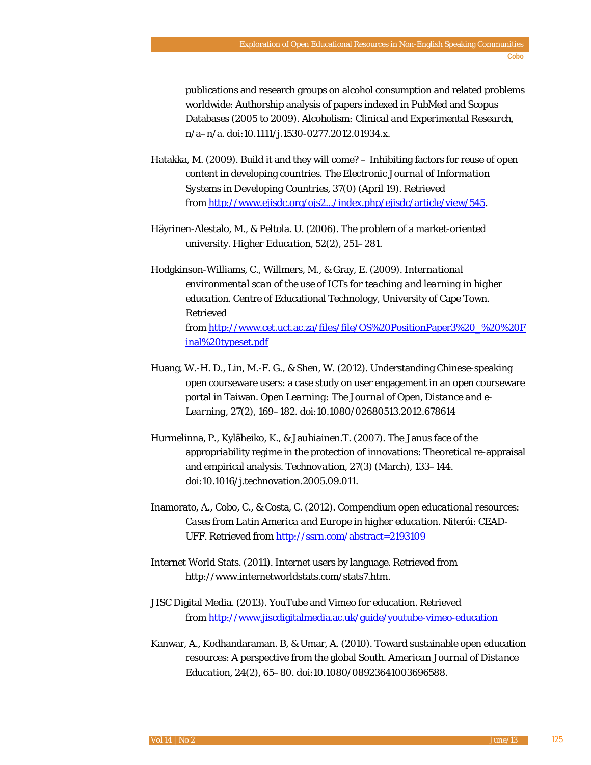publications and research groups on alcohol consumption and related problems worldwide: Authorship analysis of papers indexed in PubMed and Scopus Databases (2005 to 2009). *Alcoholism: Clinical and Experimental Research*, n/a–n/a. doi:10.1111/j.1530-0277.2012.01934.x.

Hatakka, M. (2009). Build it and they will come? – Inhibiting factors for reuse of open content in developing countries. *The Electronic Journal of Information Systems in Developing Countries, 37*(0) (April 19). Retrieved from [http://www.ejisdc.org/ojs2.../index.php/ejisdc/article/view/545](http://www.ejisdc.org/ojs2.../index.php/ejisdc/article/view/545).

Häyrinen-Alestalo, M., & Peltola. U. (2006). The problem of a market-oriented university. *Higher Education, 52*(2), 251–281.

Hodgkinson-Williams, C., Willmers, M., & Gray, E. (2009). *International environmental scan of the use of ICTs for teaching and learning in higher education*. Centre of Educational Technology, University of Cape Town. Retrieved from [http://www.cet.uct.ac.za/files/file/OS%20PositionPaper3%20_%20%20Final%20typeset.pdf](http://www.cet.uct.ac.za/files/file/OS%20PositionPaper3%20_%20%20Final%20typeset.pdf)

Huang, W.-H. D., Lin, M.-F. G., & Shen, W. (2012). Understanding Chinese-speaking open courseware users: a case study on user engagement in an open courseware portal in Taiwan. *Open Learning: The Journal of Open, Distance and e-Learning, 27*(2), 169–182. doi:10.1080/02680513.2012.678614

Hurmelinna, P., Kyläheiko, K., & Jauhiainen.T. (2007). The Janus face of the appropriability regime in the protection of innovations: Theoretical re-appraisal and empirical analysis. *Technovation, 27*(3) (March), 133–144. doi:10.1016/j.technovation.2005.09.011.

Inamorato, A., Cobo, C., & Costa, C. (2012). *Compendium open educational resources: Cases from Latin America and Europe in higher education*. Niterói: CEAD-UFF. Retrieved from [http://ssrn.com/abstract=2193109](http://ssrn.com/abstract=2193109)

Internet World Stats. (2011). Internet users by language. Retrieved from http://www.internetworldstats.com/stats7.htm.

JISC Digital Media. (2013). YouTube and Vimeo for education. Retrieved from [http://www.jiscdigitalmedia.ac.uk/guide/youtube-vimeo-education](http://www.jiscdigitalmedia.ac.uk/guide/youtube-vimeo-education)

Kanwar, A., Kodhandaraman. B, & Umar, A. (2010). Toward sustainable open education resources: A perspective from the global South. *American Journal of Distance Education, 24*(2), 65–80. doi:10.1080/08923641003696588.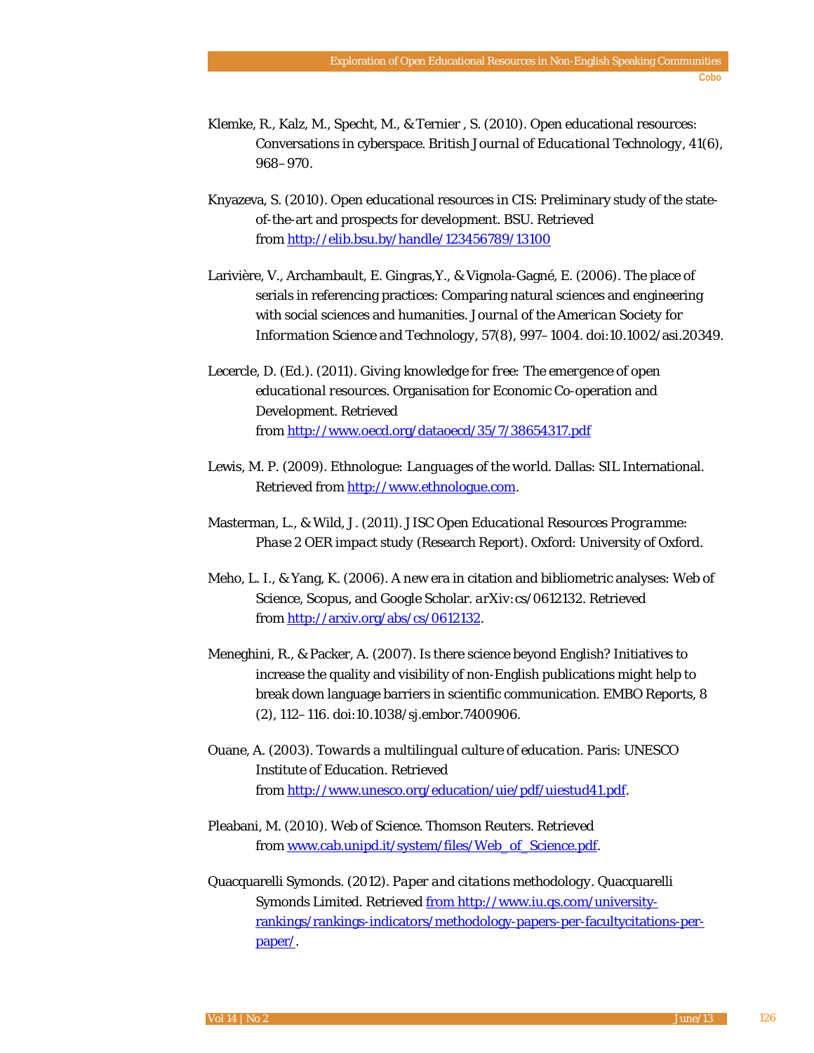Klemke, R., Kalz, M., Specht, M., & Ternier , S. (2010). Open educational resources: Conversations in cyberspace. *British Journal of Educational Technology, 41*(6), 968–970.

Knyazeva, S. (2010). Open educational resources in CIS: Preliminary study of the state-of-the-art and prospects for development. BSU. Retrieved from http://elib.bsu.by/handle/123456789/13100

Larivière, V., Archambault, E. Gingras,Y., & Vignola-Gagné, E. (2006). The place of serials in referencing practices: Comparing natural sciences and engineering with social sciences and humanities. *Journal of the American Society for Information Science and Technology, 57*(8), 997–1004. doi:10.1002/asi.20349.

Lecercle, D. (Ed.). (2011). *Giving knowledge for free: The emergence of open educational resources*. Organisation for Economic Co-operation and Development. Retrieved from http://www.oecd.org/dataoecd/35/7/38654317.pdf

Lewis, M. P. (2009). *Ethnologue: Languages of the world.* Dallas: SIL International. Retrieved from http://www.ethnologue.com.

Masterman, L., & Wild, J. (2011). *JISC Open Educational Resources Programme: Phase 2 OER impact study* (Research Report). Oxford: University of Oxford.

Meho, L. I., & Yang, K. (2006). A new era in citation and bibliometric analyses: Web of Science, Scopus, and Google Scholar. *arXiv:cs/0612132*. Retrieved from http://arxiv.org/abs/cs/0612132.

Meneghini, R., & Packer, A. (2007). Is there science beyond English? Initiatives to increase the quality and visibility of non-English publications might help to break down language barriers in scientific communication. *EMBO Reports, 8* (2), 112–116. doi:10.1038/sj.embor.7400906.

Ouane, A. (2003). *Towards a multilingual culture of education*. Paris: UNESCO Institute of Education. Retrieved from http://www.unesco.org/education/uie/pdf/uiestud41.pdf.

Pleabani, M. (2010). Web of Science. Thomson Reuters. Retrieved from www.cab.unipd.it/system/files/Web_of_Science.pdf.

Quacquarelli Symonds. (2012). *Paper and citations methodology*. Quacquarelli Symonds Limited. Retrieved from http://www.iu.qs.com/university-rankings/rankings-indicators/methodology-papers-per-facultycitations-per-paper/.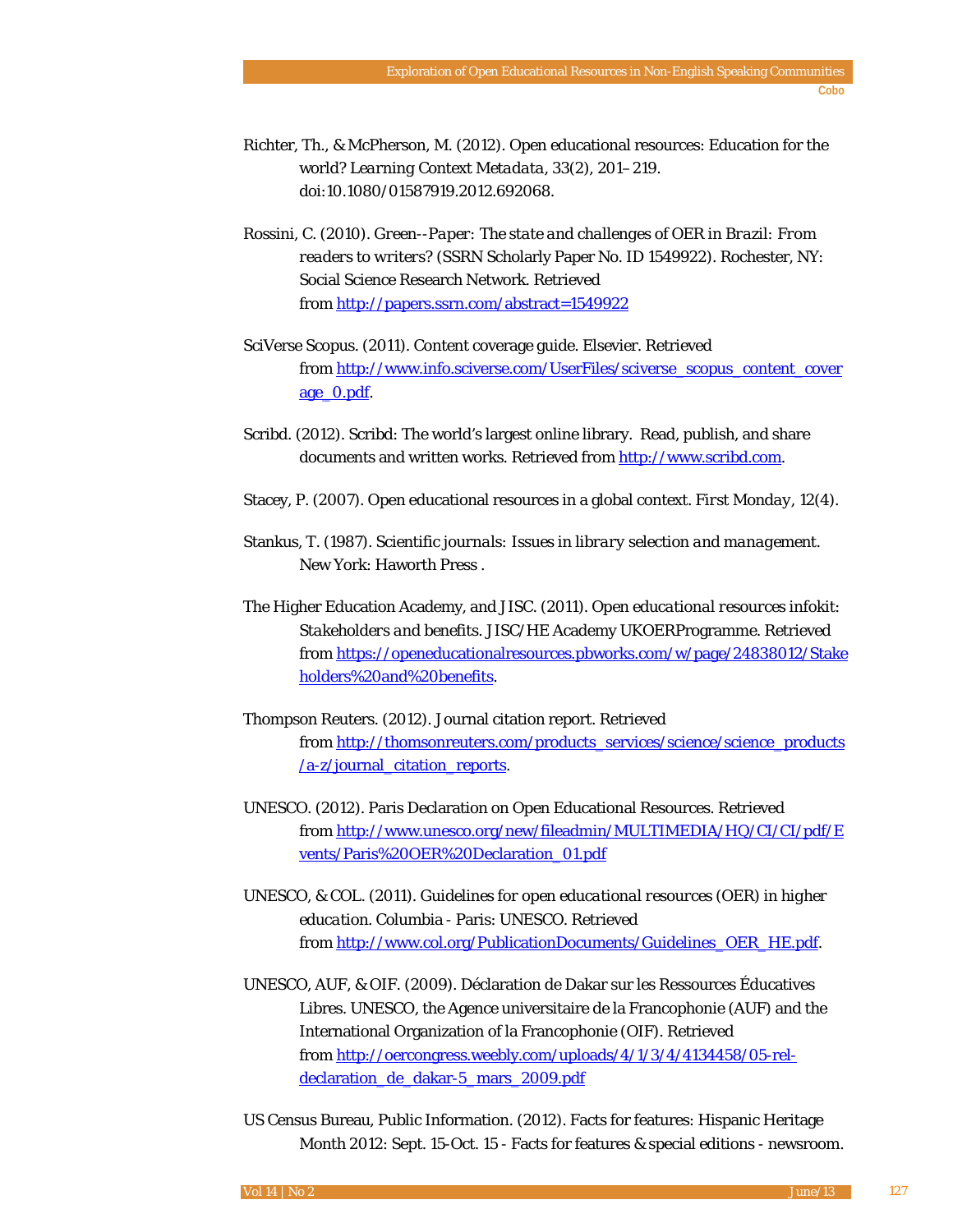Richter, Th., & McPherson, M. (2012). Open educational resources: Education for the world? *Learning Context Metadata*, 33(2), 201–219. doi:10.1080/01587919.2012.692068.

Rossini, C. (2010). *Green--Paper: The state and challenges of OER in Brazil: From readers to writers?* (SSRN Scholarly Paper No. ID 1549922). Rochester, NY: Social Science Research Network. Retrieved from http://papers.ssrn.com/abstract=1549922

SciVerse Scopus. (2011). Content coverage guide. Elsevier. Retrieved from http://www.info.sciverse.com/UserFiles/sciverse_scopus_content_coverage_0.pdf.

Scribd. (2012). Scribd: The world's largest online library. Read, publish, and share documents and written works. Retrieved from http://www.scribd.com.

Stacey, P. (2007). Open educational resources in a global context. *First Monday*, 12(4).

Stankus, T. (1987). *Scientific journals: Issues in library selection and management*. New York: Haworth Press .

The Higher Education Academy, and JISC. (2011). *Open educational resources infokit: Stakeholders and benefits*. JISC/HE Academy UKOERProgramme. Retrieved from https://openeducationalresources.pbworks.com/w/page/24838012/Stakeholders%20and%20benefits.

Thompson Reuters. (2012). Journal citation report. Retrieved from http://thomsonreuters.com/products_services/science/science_products/a-z/journal_citation_reports.

UNESCO. (2012). Paris Declaration on Open Educational Resources. Retrieved from http://www.unesco.org/new/fileadmin/MULTIMEDIA/HQ/CI/CI/pdf/Events/Paris%20OER%20Declaration_01.pdf

UNESCO, & COL. (2011). *Guidelines for open educational resources (OER) in higher education*. Columbia - Paris: UNESCO. Retrieved from http://www.col.org/PublicationDocuments/Guidelines_OER_HE.pdf.

UNESCO, AUF, & OIF. (2009). Déclaration de Dakar sur les Ressources Éducatives Libres. UNESCO, the Agence universitaire de la Francophonie (AUF) and the International Organization of la Francophonie (OIF). Retrieved from http://oercongress.weebly.com/uploads/4/1/3/4/4134458/05-rel-declaration_de_dakar-5_mars_2009.pdf

US Census Bureau, Public Information. (2012). Facts for features: Hispanic Heritage Month 2012: Sept. 15-Oct. 15 - Facts for features & special editions - newsroom.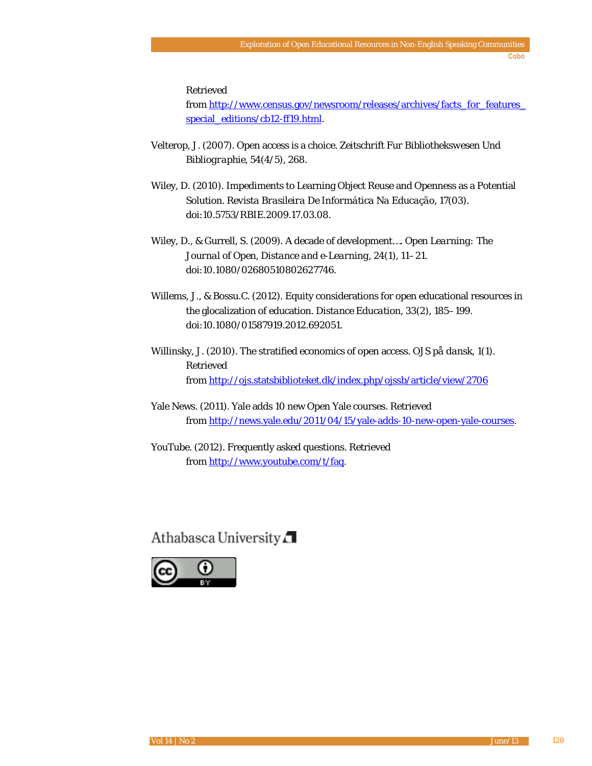Retrieved from http://www.census.gov/newsroom/releases/archives/facts_for_features_special_editions/cb12-ff19.html.

Velterop, J. (2007). Open access is a choice. *Zeitschrift Fur Bibliothekswesen Und Bibliographie, 54*(4/5), 268.

Wiley, D. (2010). Impediments to Learning Object Reuse and Openness as a Potential Solution. *Revista Brasileira De Informática Na Educação, 17*(03). doi:10.5753/RBIE.2009.17.03.08.

Wiley, D., & Gurrell, S. (2009). A decade of development…. *Open Learning: The Journal of Open, Distance and e-Learning, 24*(1), 11–21. doi:10.1080/02680510802627746.

Willems, J., & Bossu.C. (2012). Equity considerations for open educational resources in the glocalization of education. *Distance Education, 33*(2), 185–199. doi:10.1080/01587919.2012.692051.

Willinsky, J. (2010). The stratified economics of open access. *OJS på dansk, 1*(1). Retrieved from http://ojs.statsbiblioteket.dk/index.php/ojssb/article/view/2706

Yale News. (2011). Yale adds 10 new Open Yale courses. Retrieved from http://news.yale.edu/2011/04/15/yale-adds-10-new-open-yale-courses.

YouTube. (2012). Frequently asked questions. Retrieved from http://www.youtube.com/t/faq.

Athabasca University